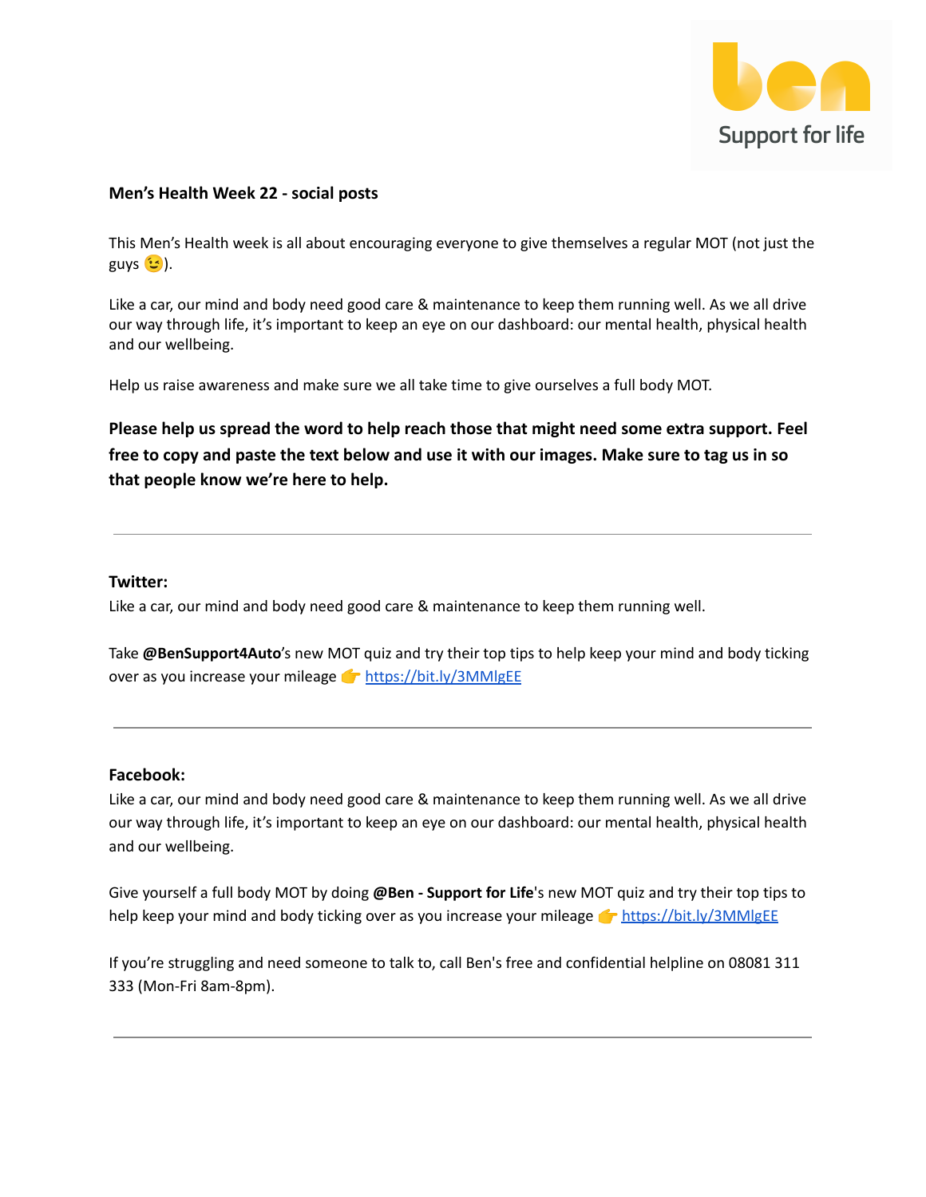**Men's Health Week 22 - social posts**

This Men's Health week is all about encouraging everyone to give themselves a regular MOT (not just the guys 😉).

Like a car, our mind and body need good care & maintenance to keep them running well. As we all drive our way through life, it's important to keep an eye on our dashboard: our mental health, physical health and our wellbeing.

Help us raise awareness and make sure we all take time to give ourselves a full body MOT.

**Please help us spread the word to help reach those that might need some extra support. Feel free to copy and paste the text below and use it with our images. Make sure to tag us in so that people know we're here to help.**

---

**Twitter:**

Like a car, our mind and body need good care & maintenance to keep them running well.

Take **@BenSupport4Auto**'s new MOT quiz and try their top tips to help keep your mind and body ticking over as you increase your mileage 👉 https://bit.ly/3MMlgEE

---

**Facebook:**

Like a car, our mind and body need good care & maintenance to keep them running well. As we all drive our way through life, it's important to keep an eye on our dashboard: our mental health, physical health and our wellbeing.

Give yourself a full body MOT by doing **@Ben - Support for Life**'s new MOT quiz and try their top tips to help keep your mind and body ticking over as you increase your mileage 👉 https://bit.ly/3MMlgEE

If you're struggling and need someone to talk to, call Ben's free and confidential helpline on 08081 311 333 (Mon-Fri 8am-8pm).

---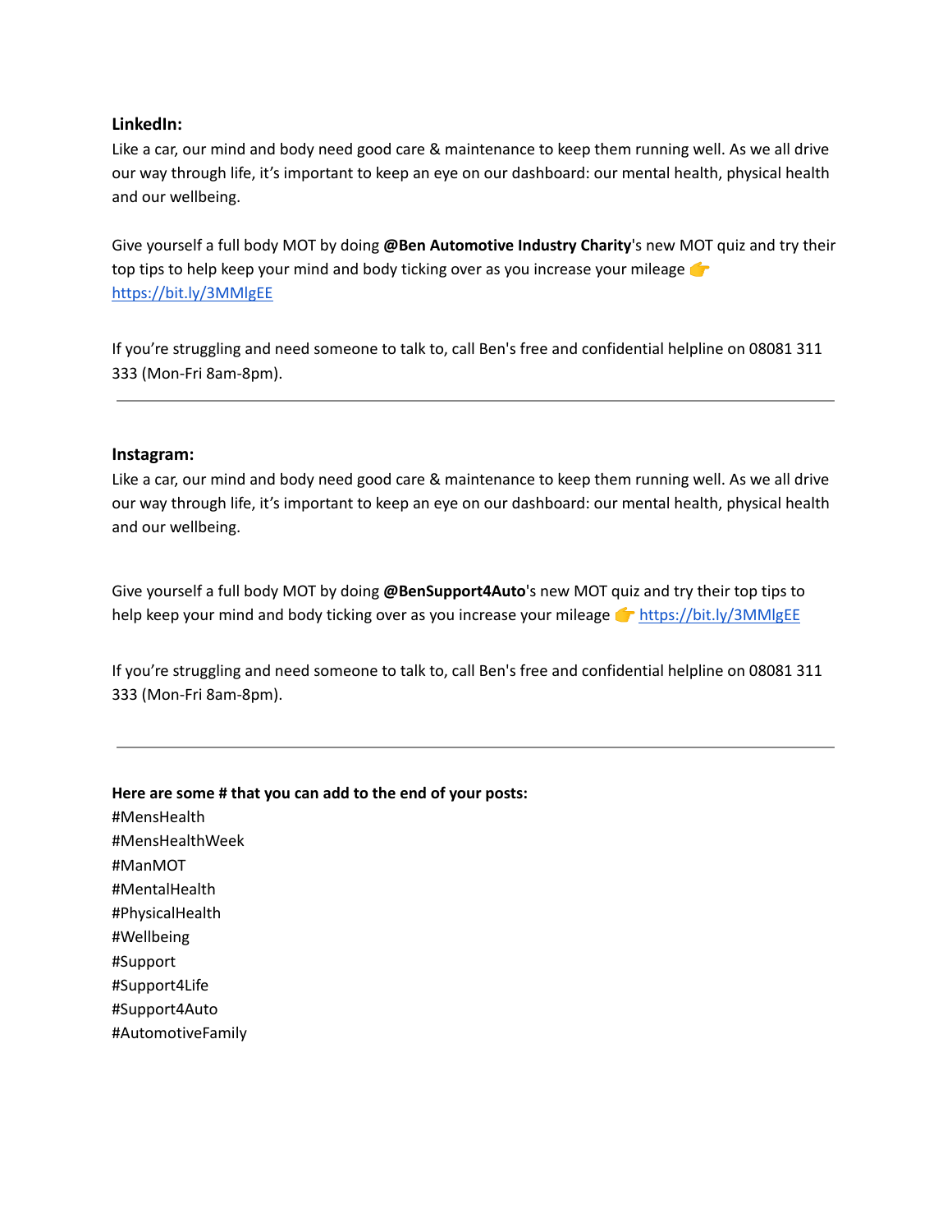**LinkedIn:**

Like a car, our mind and body need good care & maintenance to keep them running well. As we all drive our way through life, it's important to keep an eye on our dashboard: our mental health, physical health and our wellbeing.

Give yourself a full body MOT by doing **@Ben Automotive Industry Charity**'s new MOT quiz and try their top tips to help keep your mind and body ticking over as you increase your mileage 👉 https://bit.ly/3MMlgEE

If you're struggling and need someone to talk to, call Ben's free and confidential helpline on 08081 311 333 (Mon-Fri 8am-8pm).

---

**Instagram:**

Like a car, our mind and body need good care & maintenance to keep them running well. As we all drive our way through life, it's important to keep an eye on our dashboard: our mental health, physical health and our wellbeing.

Give yourself a full body MOT by doing **@BenSupport4Auto**'s new MOT quiz and try their top tips to help keep your mind and body ticking over as you increase your mileage 👉 https://bit.ly/3MMlgEE

If you're struggling and need someone to talk to, call Ben's free and confidential helpline on 08081 311 333 (Mon-Fri 8am-8pm).

---

**Here are some # that you can add to the end of your posts:**

#MensHealth
#MensHealthWeek
#ManMOT
#MentalHealth
#PhysicalHealth
#Wellbeing
#Support
#Support4Life
#Support4Auto
#AutomotiveFamily